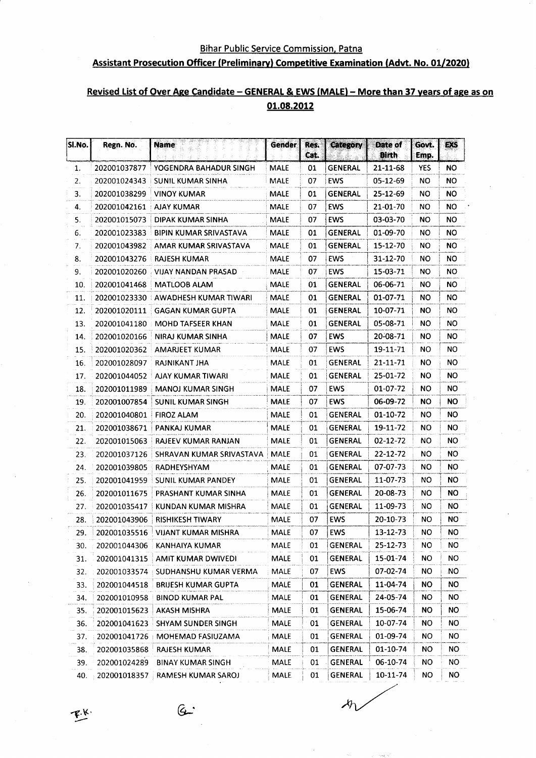Bihar Public Service Commission, Patna

**Assistant Prosecution Officer (Preliminary) Competitive Examination (Advt. No. 01/2020)**

**Revised List of Over Age Candidate – GENERAL & EWS (MALE) – More than 37 years of age as on 01.08.2012**

| Sl.No. | Regn. No. | Name | Gender | Res. Cat. | Category | Date of Birth | Govt. Emp. | EXS |
|---|---|---|---|---|---|---|---|---|
| 1. | 202001037877 | YOGENDRA BAHADUR SINGH | MALE | 01 | GENERAL | 21-11-68 | YES | NO |
| 2. | 202001024343 | SUNIL KUMAR SINHA | MALE | 07 | EWS | 05-12-69 | NO | NO |
| 3. | 202001038299 | VINOY KUMAR | MALE | 01 | GENERAL | 25-12-69 | NO | NO |
| 4. | 202001042161 | AJAY KUMAR | MALE | 07 | EWS | 21-01-70 | NO | NO |
| 5. | 202001015073 | DIPAK KUMAR SINHA | MALE | 07 | EWS | 03-03-70 | NO | NO |
| 6. | 202001023383 | BIPIN KUMAR SRIVASTAVA | MALE | 01 | GENERAL | 01-09-70 | NO | NO |
| 7. | 202001043982 | AMAR KUMAR SRIVASTAVA | MALE | 01 | GENERAL | 15-12-70 | NO | NO |
| 8. | 202001043276 | RAJESH KUMAR | MALE | 07 | EWS | 31-12-70 | NO | NO |
| 9. | 202001020260 | VIJAY NANDAN PRASAD | MALE | 07 | EWS | 15-03-71 | NO | NO |
| 10. | 202001041468 | MATLOOB ALAM | MALE | 01 | GENERAL | 06-06-71 | NO | NO |
| 11. | 202001023330 | AWADHESH KUMAR TIWARI | MALE | 01 | GENERAL | 01-07-71 | NO | NO |
| 12. | 202001020111 | GAGAN KUMAR GUPTA | MALE | 01 | GENERAL | 10-07-71 | NO | NO |
| 13. | 202001041180 | MOHD TAFSEER KHAN | MALE | 01 | GENERAL | 05-08-71 | NO | NO |
| 14. | 202001020166 | NIRAJ KUMAR SINHA | MALE | 07 | EWS | 20-08-71 | NO | NO |
| 15. | 202001020362 | AMARJEET KUMAR | MALE | 07 | EWS | 19-11-71 | NO | NO |
| 16. | 202001028097 | RAJNIKANT JHA | MALE | 01 | GENERAL | 21-11-71 | NO | NO |
| 17. | 202001044052 | AJAY KUMAR TIWARI | MALE | 01 | GENERAL | 25-01-72 | NO | NO |
| 18. | 202001011989 | MANOJ KUMAR SINGH | MALE | 07 | EWS | 01-07-72 | NO | NO |
| 19. | 202001007854 | SUNIL KUMAR SINGH | MALE | 07 | EWS | 06-09-72 | NO | NO |
| 20. | 202001040801 | FIROZ ALAM | MALE | 01 | GENERAL | 01-10-72 | NO | NO |
| 21. | 202001038671 | PANKAJ KUMAR | MALE | 01 | GENERAL | 19-11-72 | NO | NO |
| 22. | 202001015063 | RAJEEV KUMAR RANJAN | MALE | 01 | GENERAL | 02-12-72 | NO | NO |
| 23. | 202001037126 | SHRAVAN KUMAR SRIVASTAVA | MALE | 01 | GENERAL | 22-12-72 | NO | NO |
| 24. | 202001039805 | RADHEYSHYAM | MALE | 01 | GENERAL | 07-07-73 | NO | NO |
| 25. | 202001041959 | SUNIL KUMAR PANDEY | MALE | 01 | GENERAL | 11-07-73 | NO | NO |
| 26. | 202001011675 | PRASHANT KUMAR SINHA | MALE | 01 | GENERAL | 20-08-73 | NO | NO |
| 27. | 202001035417 | KUNDAN KUMAR MISHRA | MALE | 01 | GENERAL | 11-09-73 | NO | NO |
| 28. | 202001043906 | RISHIKESH TIWARY | MALE | 07 | EWS | 20-10-73 | NO | NO |
| 29. | 202001035516 | VIJANT KUMAR MISHRA | MALE | 07 | EWS | 13-12-73 | NO | NO |
| 30. | 202001044306 | KANHAIYA KUMAR | MALE | 01 | GENERAL | 25-12-73 | NO | NO |
| 31. | 202001041315 | AMIT KUMAR DWIVEDI | MALE | 01 | GENERAL | 15-01-74 | NO | NO |
| 32. | 202001033574 | SUDHANSHU KUMAR VERMA | MALE | 07 | EWS | 07-02-74 | NO | NO |
| 33. | 202001044518 | BRIJESH KUMAR GUPTA | MALE | 01 | GENERAL | 11-04-74 | NO | NO |
| 34. | 202001010958 | BINOD KUMAR PAL | MALE | 01 | GENERAL | 24-05-74 | NO | NO |
| 35. | 202001015623 | AKASH MISHRA | MALE | 01 | GENERAL | 15-06-74 | NO | NO |
| 36. | 202001041623 | SHYAM SUNDER SINGH | MALE | 01 | GENERAL | 10-07-74 | NO | NO |
| 37. | 202001041726 | MOHEMAD FASIUZAMA | MALE | 01 | GENERAL | 01-09-74 | NO | NO |
| 38. | 202001035868 | RAJESH KUMAR | MALE | 01 | GENERAL | 01-10-74 | NO | NO |
| 39. | 202001024289 | BINAY KUMAR SINGH | MALE | 01 | GENERAL | 06-10-74 | NO | NO |
| 40. | 202001018357 | RAMESH KUMAR SAROJ | MALE | 01 | GENERAL | 10-11-74 | NO | NO |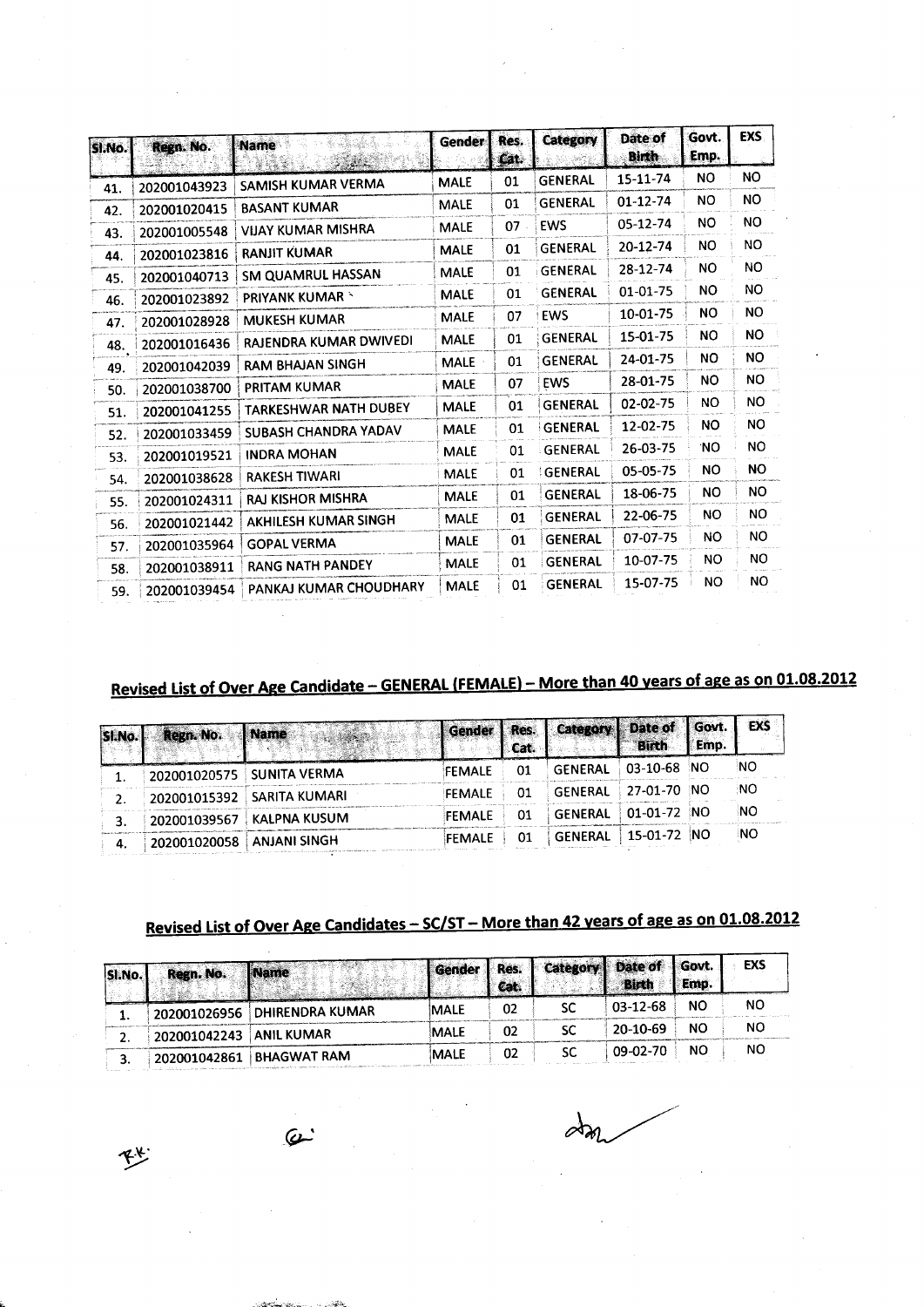| Sl.No. | Regn. No. | Name | Gender | Res. Cat. | Category | Date of Birth | Govt. Emp. | EXS |
|---|---|---|---|---|---|---|---|---|
| 41. | 202001043923 | SAMISH KUMAR VERMA | MALE | 01 | GENERAL | 15-11-74 | NO | NO |
| 42. | 202001020415 | BASANT KUMAR | MALE | 01 | GENERAL | 01-12-74 | NO | NO |
| 43. | 202001005548 | VIJAY KUMAR MISHRA | MALE | 07 | EWS | 05-12-74 | NO | NO |
| 44. | 202001023816 | RANJIT KUMAR | MALE | 01 | GENERAL | 20-12-74 | NO | NO |
| 45. | 202001040713 | SM QUAMRUL HASSAN | MALE | 01 | GENERAL | 28-12-74 | NO | NO |
| 46. | 202001023892 | PRIYANK KUMAR | MALE | 01 | GENERAL | 01-01-75 | NO | NO |
| 47. | 202001028928 | MUKESH KUMAR | MALE | 07 | EWS | 10-01-75 | NO | NO |
| 48. | 202001016436 | RAJENDRA KUMAR DWIVEDI | MALE | 01 | GENERAL | 15-01-75 | NO | NO |
| 49. | 202001042039 | RAM BHAJAN SINGH | MALE | 01 | GENERAL | 24-01-75 | NO | NO |
| 50. | 202001038700 | PRITAM KUMAR | MALE | 07 | EWS | 28-01-75 | NO | NO |
| 51. | 202001041255 | TARKESHWAR NATH DUBEY | MALE | 01 | GENERAL | 02-02-75 | NO | NO |
| 52. | 202001033459 | SUBASH CHANDRA YADAV | MALE | 01 | GENERAL | 12-02-75 | NO | NO |
| 53. | 202001019521 | INDRA MOHAN | MALE | 01 | GENERAL | 26-03-75 | NO | NO |
| 54. | 202001038628 | RAKESH TIWARI | MALE | 01 | GENERAL | 05-05-75 | NO | NO |
| 55. | 202001024311 | RAJ KISHOR MISHRA | MALE | 01 | GENERAL | 18-06-75 | NO | NO |
| 56. | 202001021442 | AKHILESH KUMAR SINGH | MALE | 01 | GENERAL | 22-06-75 | NO | NO |
| 57. | 202001035964 | GOPAL VERMA | MALE | 01 | GENERAL | 07-07-75 | NO | NO |
| 58. | 202001038911 | RANG NATH PANDEY | MALE | 01 | GENERAL | 10-07-75 | NO | NO |
| 59. | 202001039454 | PANKAJ KUMAR CHOUDHARY | MALE | 01 | GENERAL | 15-07-75 | NO | NO |

## Revised List of Over Age Candidate – GENERAL (FEMALE) – More than 40 years of age as on 01.08.2012

| Sl.No. | Regn. No. | Name | Gender | Res. Cat. | Category | Date of Birth | Govt. Emp. | EXS |
|---|---|---|---|---|---|---|---|---|
| 1. | 202001020575 | SUNITA VERMA | FEMALE | 01 | GENERAL | 03-10-68 | NO | NO |
| 2. | 202001015392 | SARITA KUMARI | FEMALE | 01 | GENERAL | 27-01-70 | NO | NO |
| 3. | 202001039567 | KALPNA KUSUM | FEMALE | 01 | GENERAL | 01-01-72 | NO | NO |
| 4. | 202001020058 | ANJANI SINGH | FEMALE | 01 | GENERAL | 15-01-72 | NO | NO |

## Revised List of Over Age Candidates – SC/ST – More than 42 years of age as on 01.08.2012

| Sl.No. | Regn. No. | Name | Gender | Res. Cat. | Category | Date of Birth | Govt. Emp. | EXS |
|---|---|---|---|---|---|---|---|---|
| 1. | 202001026956 | DHIRENDRA KUMAR | MALE | 02 | SC | 03-12-68 | NO | NO |
| 2. | 202001042243 | ANIL KUMAR | MALE | 02 | SC | 20-10-69 | NO | NO |
| 3. | 202001042861 | BHAGWAT RAM | MALE | 02 | SC | 09-02-70 | NO | NO |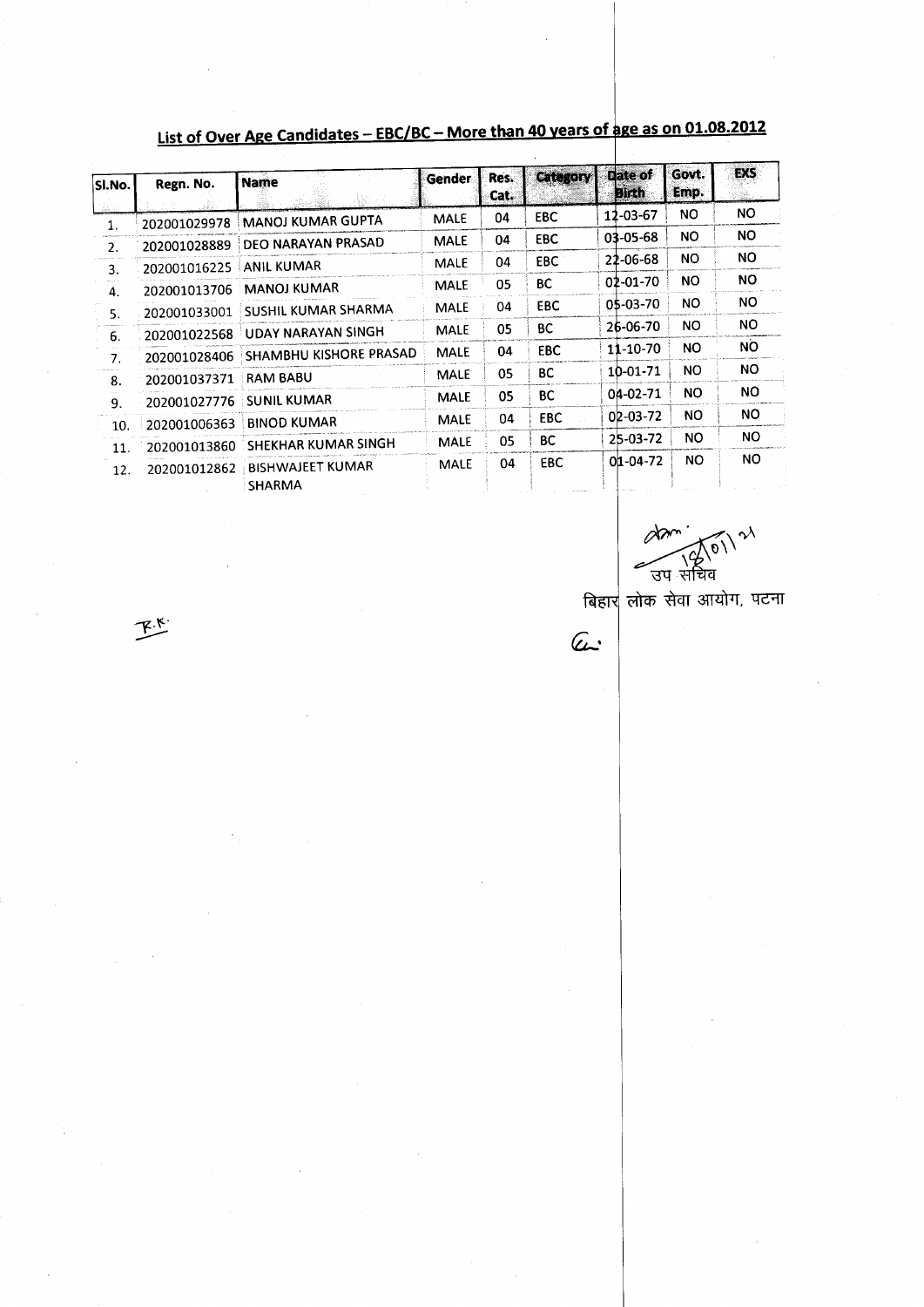## List of Over Age Candidates – EBC/BC – More than 40 years of age as on 01.08.2012

| Sl.No. | Regn. No. | Name | Gender | Res. Cat. | Category | Date of Birth | Govt. Emp. | EXS |
|---|---|---|---|---|---|---|---|---|
| 1. | 202001029978 | MANOJ KUMAR GUPTA | MALE | 04 | EBC | 12-03-67 | NO | NO |
| 2. | 202001028889 | DEO NARAYAN PRASAD | MALE | 04 | EBC | 03-05-68 | NO | NO |
| 3. | 202001016225 | ANIL KUMAR | MALE | 04 | EBC | 22-06-68 | NO | NO |
| 4. | 202001013706 | MANOJ KUMAR | MALE | 05 | BC | 02-01-70 | NO | NO |
| 5. | 202001033001 | SUSHIL KUMAR SHARMA | MALE | 04 | EBC | 05-03-70 | NO | NO |
| 6. | 202001022568 | UDAY NARAYAN SINGH | MALE | 05 | BC | 26-06-70 | NO | NO |
| 7. | 202001028406 | SHAMBHU KISHORE PRASAD | MALE | 04 | EBC | 11-10-70 | NO | NO |
| 8. | 202001037371 | RAM BABU | MALE | 05 | BC | 10-01-71 | NO | NO |
| 9. | 202001027776 | SUNIL KUMAR | MALE | 05 | BC | 04-02-71 | NO | NO |
| 10. | 202001006363 | BINOD KUMAR | MALE | 04 | EBC | 02-03-72 | NO | NO |
| 11. | 202001013860 | SHEKHAR KUMAR SINGH | MALE | 05 | BC | 25-03-72 | NO | NO |
| 12. | 202001012862 | BISHWAJEET KUMAR SHARMA | MALE | 04 | EBC | 01-04-72 | NO | NO |

18/01/21

उप सचिव

बिहार लोक सेवा आयोग, पटना